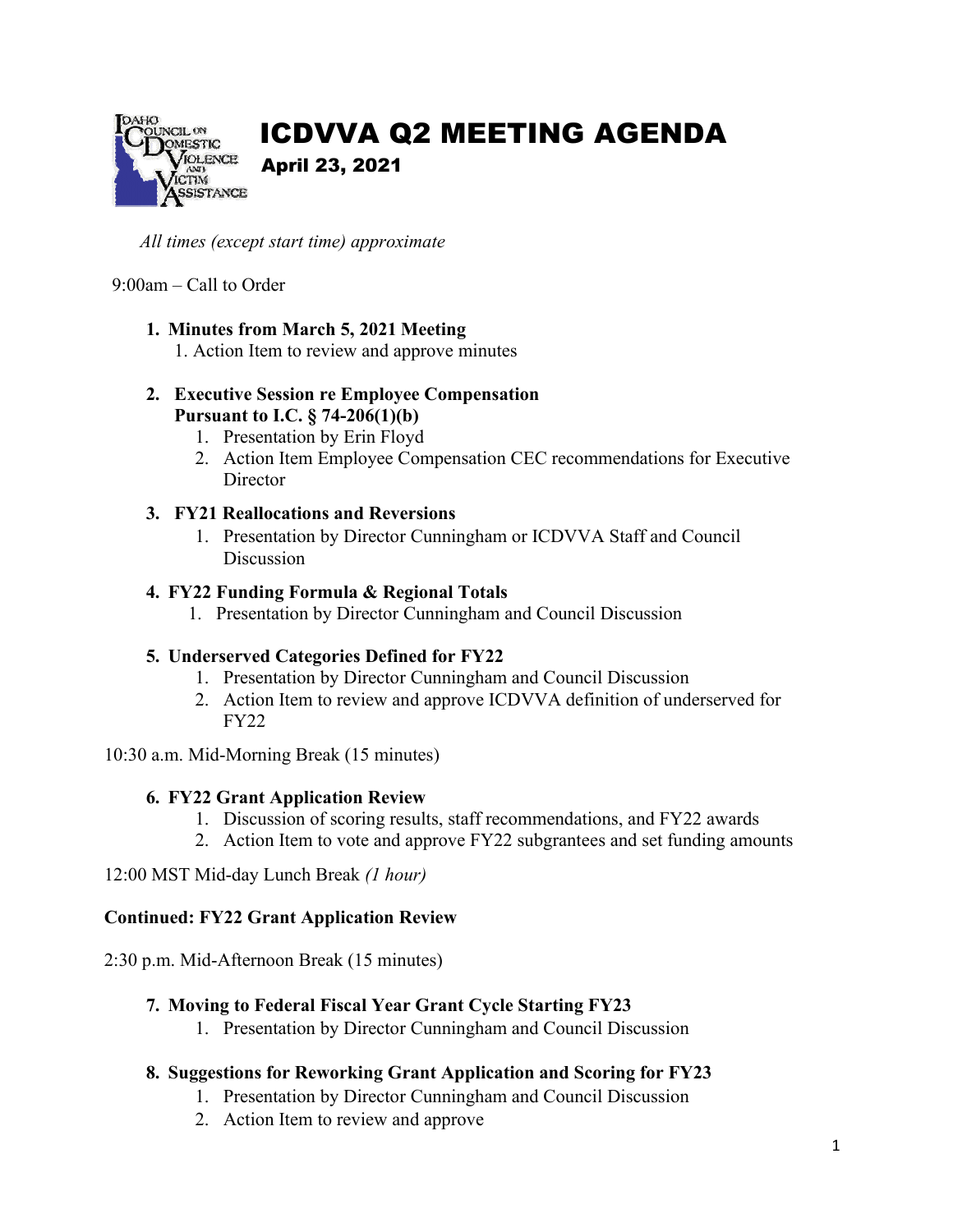# ICDVVA Q2 MEETING AGENDA

**April 23, 2021**

*All times (except start time) approximate*

9:00am – Call to Order

1. **Minutes from March 5, 2021 Meeting**
   1. Action Item to review and approve minutes

2. **Executive Session re Employee Compensation Pursuant to I.C. § 74-206(1)(b)**
   1. Presentation by Erin Floyd
   2. Action Item Employee Compensation CEC recommendations for Executive Director

3. **FY21 Reallocations and Reversions**
   1. Presentation by Director Cunningham or ICDVVA Staff and Council Discussion

4. **FY22 Funding Formula & Regional Totals**
   1. Presentation by Director Cunningham and Council Discussion

5. **Underserved Categories Defined for FY22**
   1. Presentation by Director Cunningham and Council Discussion
   2. Action Item to review and approve ICDVVA definition of underserved for FY22

10:30 a.m. Mid-Morning Break (15 minutes)

6. **FY22 Grant Application Review**
   1. Discussion of scoring results, staff recommendations, and FY22 awards
   2. Action Item to vote and approve FY22 subgrantees and set funding amounts

12:00 MST Mid-day Lunch Break *(1 hour)*

**Continued: FY22 Grant Application Review**

2:30 p.m. Mid-Afternoon Break (15 minutes)

7. **Moving to Federal Fiscal Year Grant Cycle Starting FY23**
   1. Presentation by Director Cunningham and Council Discussion

8. **Suggestions for Reworking Grant Application and Scoring for FY23**
   1. Presentation by Director Cunningham and Council Discussion
   2. Action Item to review and approve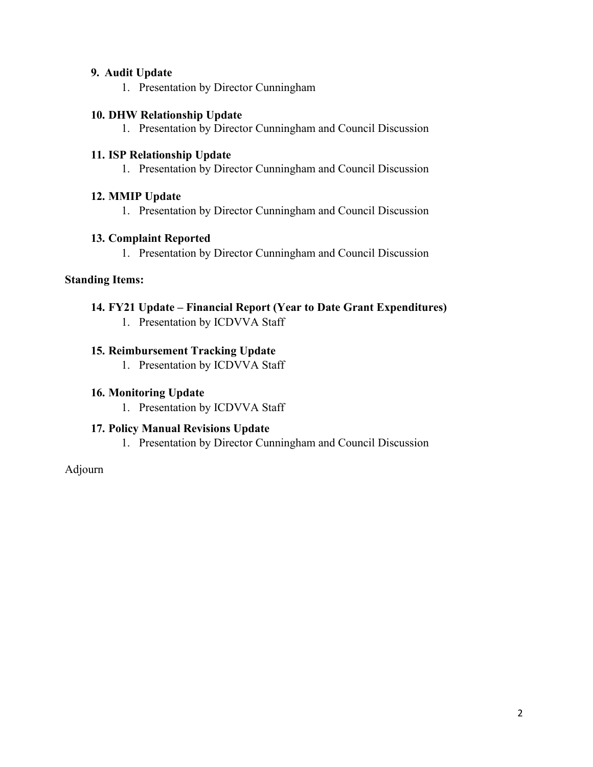**9. Audit Update**

1. Presentation by Director Cunningham

**10. DHW Relationship Update**

1. Presentation by Director Cunningham and Council Discussion

**11. ISP Relationship Update**

1. Presentation by Director Cunningham and Council Discussion

**12. MMIP Update**

1. Presentation by Director Cunningham and Council Discussion

**13. Complaint Reported**

1. Presentation by Director Cunningham and Council Discussion

**Standing Items:**

**14. FY21 Update – Financial Report (Year to Date Grant Expenditures)**

1. Presentation by ICDVVA Staff

**15. Reimbursement Tracking Update**

1. Presentation by ICDVVA Staff

**16. Monitoring Update**

1. Presentation by ICDVVA Staff

**17. Policy Manual Revisions Update**

1. Presentation by Director Cunningham and Council Discussion

Adjourn